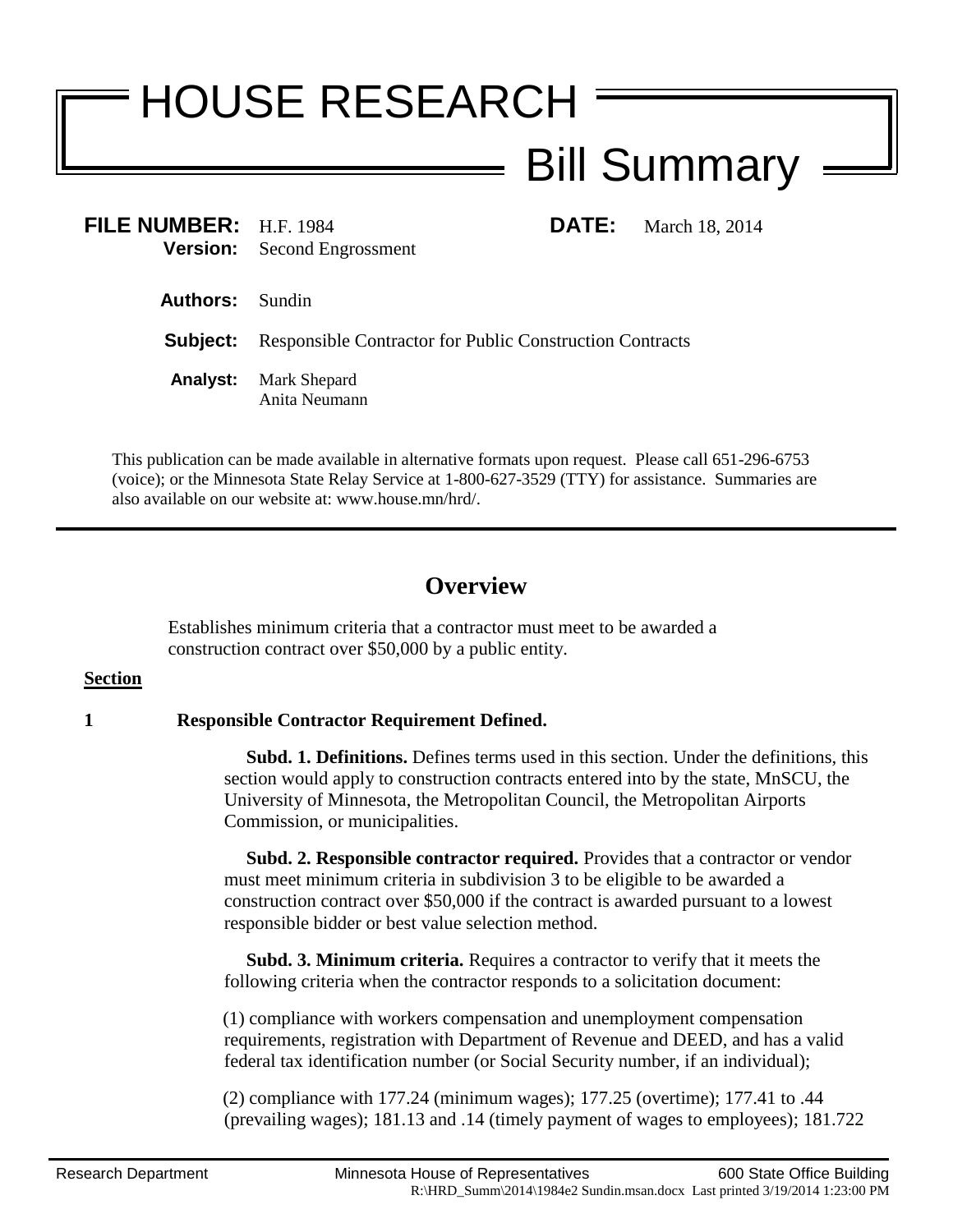# HOUSE RESEARCH

## Bill Summary

**FILE NUMBER:** H.F. 1984 **DATE:** March 18, 2014

**Version:** Second Engrossment

**Authors:** Sundin

**Subject:** Responsible Contractor for Public Construction Contracts

**Analyst:** Mark Shepard
Anita Neumann

This publication can be made available in alternative formats upon request. Please call 651-296-6753 (voice); or the Minnesota State Relay Service at 1-800-627-3529 (TTY) for assistance. Summaries are also available on our website at: www.house.mn/hrd/.

---

## Overview

Establishes minimum criteria that a contractor must meet to be awarded a construction contract over $50,000 by a public entity.

**Section**

**1 Responsible Contractor Requirement Defined.**

**Subd. 1. Definitions.** Defines terms used in this section. Under the definitions, this section would apply to construction contracts entered into by the state, MnSCU, the University of Minnesota, the Metropolitan Council, the Metropolitan Airports Commission, or municipalities.

**Subd. 2. Responsible contractor required.** Provides that a contractor or vendor must meet minimum criteria in subdivision 3 to be eligible to be awarded a construction contract over $50,000 if the contract is awarded pursuant to a lowest responsible bidder or best value selection method.

**Subd. 3. Minimum criteria.** Requires a contractor to verify that it meets the following criteria when the contractor responds to a solicitation document:

(1) compliance with workers compensation and unemployment compensation requirements, registration with Department of Revenue and DEED, and has a valid federal tax identification number (or Social Security number, if an individual);

(2) compliance with 177.24 (minimum wages); 177.25 (overtime); 177.41 to .44 (prevailing wages); 181.13 and .14 (timely payment of wages to employees); 181.722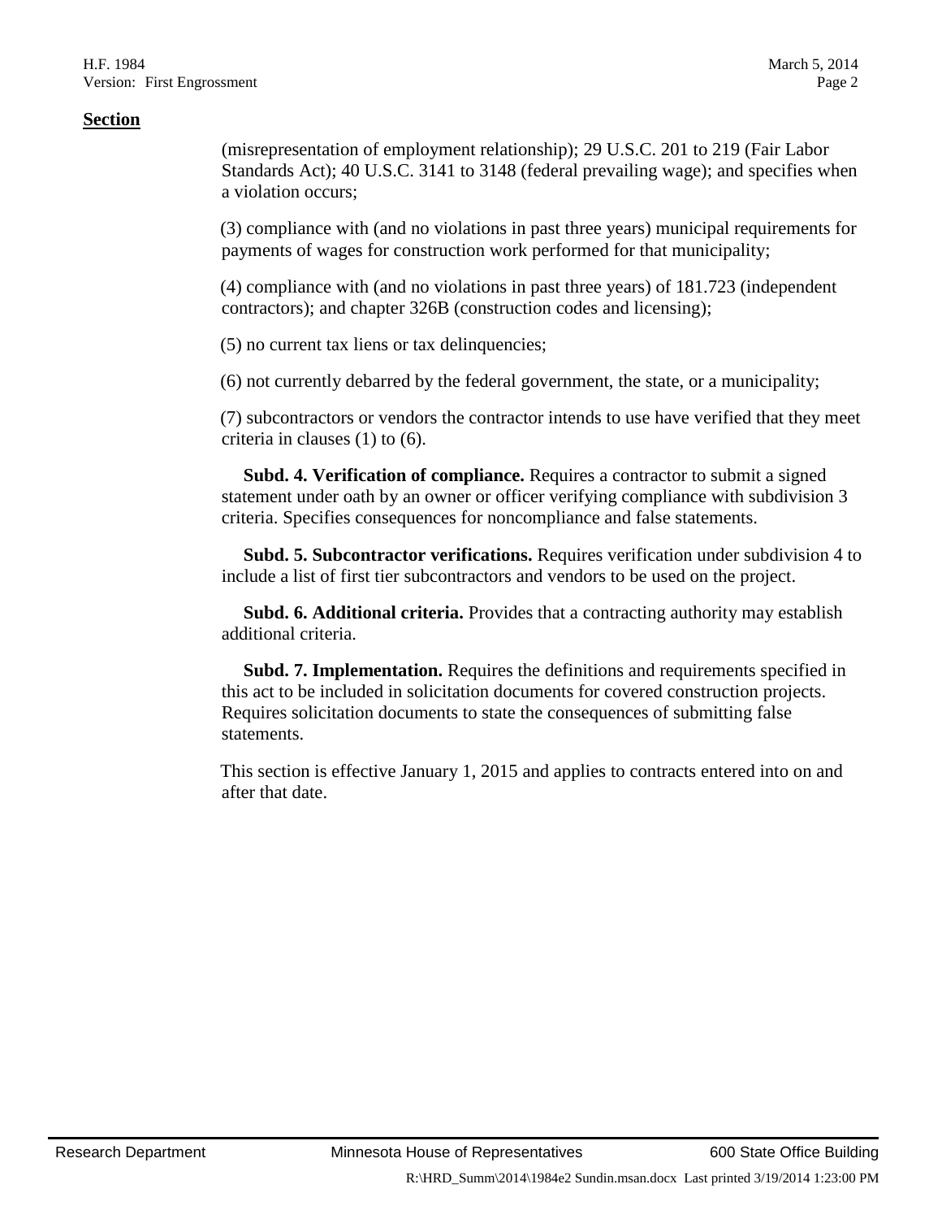**Section**

(misrepresentation of employment relationship); 29 U.S.C. 201 to 219 (Fair Labor Standards Act); 40 U.S.C. 3141 to 3148 (federal prevailing wage); and specifies when a violation occurs;

(3) compliance with (and no violations in past three years) municipal requirements for payments of wages for construction work performed for that municipality;

(4) compliance with (and no violations in past three years) of 181.723 (independent contractors); and chapter 326B (construction codes and licensing);

(5) no current tax liens or tax delinquencies;

(6) not currently debarred by the federal government, the state, or a municipality;

(7) subcontractors or vendors the contractor intends to use have verified that they meet criteria in clauses (1) to (6).

**Subd. 4. Verification of compliance.** Requires a contractor to submit a signed statement under oath by an owner or officer verifying compliance with subdivision 3 criteria. Specifies consequences for noncompliance and false statements.

**Subd. 5. Subcontractor verifications.** Requires verification under subdivision 4 to include a list of first tier subcontractors and vendors to be used on the project.

**Subd. 6. Additional criteria.** Provides that a contracting authority may establish additional criteria.

**Subd. 7. Implementation.** Requires the definitions and requirements specified in this act to be included in solicitation documents for covered construction projects. Requires solicitation documents to state the consequences of submitting false statements.

This section is effective January 1, 2015 and applies to contracts entered into on and after that date.